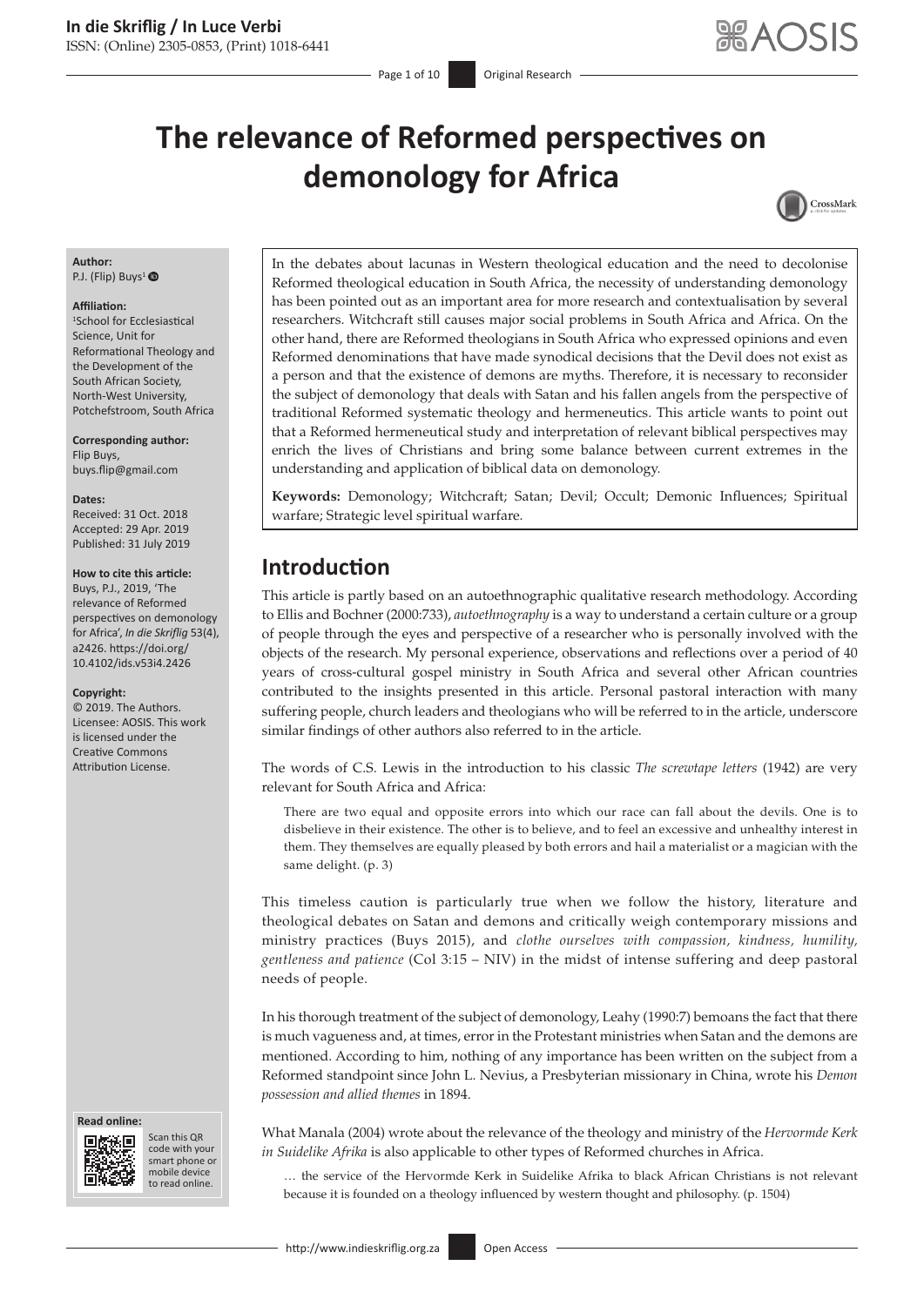# The relevance of Reformed perspectives on demonology for Africa

**Author:**
P.J. (Flip) Buys[1]

**Affiliation:**
[1]School for Ecclesiastical Science, Unit for Reformational Theology and the Development of the South African Society, North-West University, Potchefstroom, South Africa

**Corresponding author:**
Flip Buys,
buys.flip@gmail.com

**Dates:**
Received: 31 Oct. 2018
Accepted: 29 Apr. 2019
Published: 31 July 2019

**How to cite this article:**
Buys, P.J., 2019, 'The relevance of Reformed perspectives on demonology for Africa', *In die Skriflig* 53(4), a2426. https://doi.org/10.4102/ids.v53i4.2426

**Copyright:**
© 2019. The Authors. Licensee: AOSIS. This work is licensed under the Creative Commons Attribution License.

In the debates about lacunas in Western theological education and the need to decolonise Reformed theological education in South Africa, the necessity of understanding demonology has been pointed out as an important area for more research and contextualisation by several researchers. Witchcraft still causes major social problems in South Africa and Africa. On the other hand, there are Reformed theologians in South Africa who expressed opinions and even Reformed denominations that have made synodical decisions that the Devil does not exist as a person and that the existence of demons are myths. Therefore, it is necessary to reconsider the subject of demonology that deals with Satan and his fallen angels from the perspective of traditional Reformed systematic theology and hermeneutics. This article wants to point out that a Reformed hermeneutical study and interpretation of relevant biblical perspectives may enrich the lives of Christians and bring some balance between current extremes in the understanding and application of biblical data on demonology.

**Keywords:** Demonology; Witchcraft; Satan; Devil; Occult; Demonic Influences; Spiritual warfare; Strategic level spiritual warfare.

## Introduction

This article is partly based on an autoethnographic qualitative research methodology. According to Ellis and Bochner (2000:733), *autoethnography* is a way to understand a certain culture or a group of people through the eyes and perspective of a researcher who is personally involved with the objects of the research. My personal experience, observations and reflections over a period of 40 years of cross-cultural gospel ministry in South Africa and several other African countries contributed to the insights presented in this article. Personal pastoral interaction with many suffering people, church leaders and theologians who will be referred to in the article, underscore similar findings of other authors also referred to in the article.

The words of C.S. Lewis in the introduction to his classic *The screwtape letters* (1942) are very relevant for South Africa and Africa:

> There are two equal and opposite errors into which our race can fall about the devils. One is to disbelieve in their existence. The other is to believe, and to feel an excessive and unhealthy interest in them. They themselves are equally pleased by both errors and hail a materialist or a magician with the same delight. (p. 3)

This timeless caution is particularly true when we follow the history, literature and theological debates on Satan and demons and critically weigh contemporary missions and ministry practices (Buys 2015), and *clothe ourselves with compassion, kindness, humility, gentleness and patience* (Col 3:15 – NIV) in the midst of intense suffering and deep pastoral needs of people.

In his thorough treatment of the subject of demonology, Leahy (1990:7) bemoans the fact that there is much vagueness and, at times, error in the Protestant ministries when Satan and the demons are mentioned. According to him, nothing of any importance has been written on the subject from a Reformed standpoint since John L. Nevius, a Presbyterian missionary in China, wrote his *Demon possession and allied themes* in 1894.

What Manala (2004) wrote about the relevance of the theology and ministry of the *Hervormde Kerk in Suidelike Afrika* is also applicable to other types of Reformed churches in Africa.

> … the service of the Hervormde Kerk in Suidelike Afrika to black African Christians is not relevant because it is founded on a theology influenced by western thought and philosophy. (p. 1504)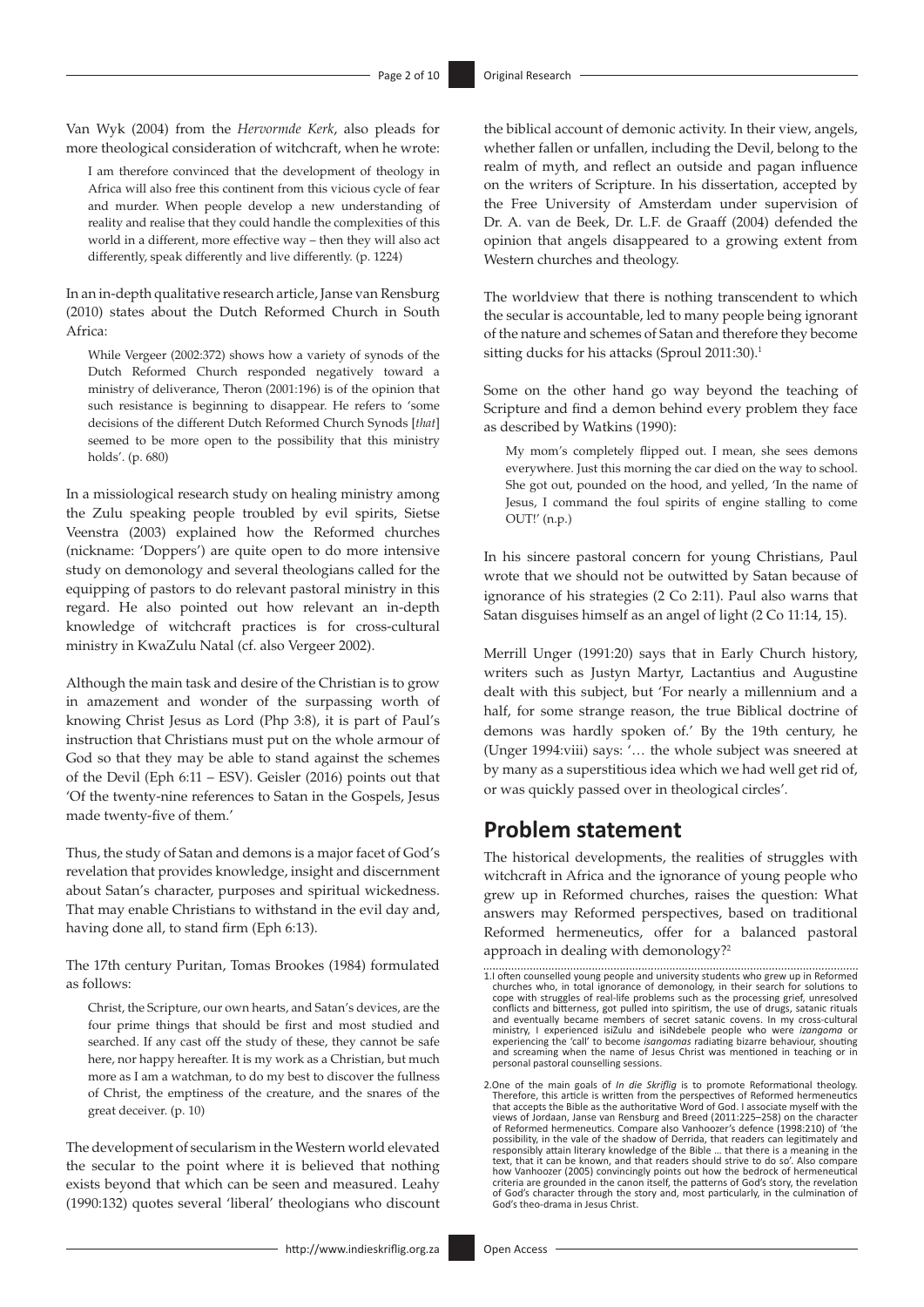Van Wyk (2004) from the *Hervormde Kerk*, also pleads for more theological consideration of witchcraft, when he wrote:

> I am therefore convinced that the development of theology in Africa will also free this continent from this vicious cycle of fear and murder. When people develop a new understanding of reality and realise that they could handle the complexities of this world in a different, more effective way – then they will also act differently, speak differently and live differently. (p. 1224)

In an in-depth qualitative research article, Janse van Rensburg (2010) states about the Dutch Reformed Church in South Africa:

> While Vergeer (2002:372) shows how a variety of synods of the Dutch Reformed Church responded negatively toward a ministry of deliverance, Theron (2001:196) is of the opinion that such resistance is beginning to disappear. He refers to 'some decisions of the different Dutch Reformed Church Synods [*that*] seemed to be more open to the possibility that this ministry holds'. (p. 680)

In a missiological research study on healing ministry among the Zulu speaking people troubled by evil spirits, Sietse Veenstra (2003) explained how the Reformed churches (nickname: 'Doppers') are quite open to do more intensive study on demonology and several theologians called for the equipping of pastors to do relevant pastoral ministry in this regard. He also pointed out how relevant an in-depth knowledge of witchcraft practices is for cross-cultural ministry in KwaZulu Natal (cf. also Vergeer 2002).

Although the main task and desire of the Christian is to grow in amazement and wonder of the surpassing worth of knowing Christ Jesus as Lord (Php 3:8), it is part of Paul's instruction that Christians must put on the whole armour of God so that they may be able to stand against the schemes of the Devil (Eph 6:11 – ESV). Geisler (2016) points out that 'Of the twenty-nine references to Satan in the Gospels, Jesus made twenty-five of them.'

Thus, the study of Satan and demons is a major facet of God's revelation that provides knowledge, insight and discernment about Satan's character, purposes and spiritual wickedness. That may enable Christians to withstand in the evil day and, having done all, to stand firm (Eph 6:13).

The 17th century Puritan, Tomas Brookes (1984) formulated as follows:

> Christ, the Scripture, our own hearts, and Satan's devices, are the four prime things that should be first and most studied and searched. If any cast off the study of these, they cannot be safe here, nor happy hereafter. It is my work as a Christian, but much more as I am a watchman, to do my best to discover the fullness of Christ, the emptiness of the creature, and the snares of the great deceiver. (p. 10)

The development of secularism in the Western world elevated the secular to the point where it is believed that nothing exists beyond that which can be seen and measured. Leahy (1990:132) quotes several 'liberal' theologians who discount the biblical account of demonic activity. In their view, angels, whether fallen or unfallen, including the Devil, belong to the realm of myth, and reflect an outside and pagan influence on the writers of Scripture. In his dissertation, accepted by the Free University of Amsterdam under supervision of Dr. A. van de Beek, Dr. L.F. de Graaff (2004) defended the opinion that angels disappeared to a growing extent from Western churches and theology.

The worldview that there is nothing transcendent to which the secular is accountable, led to many people being ignorant of the nature and schemes of Satan and therefore they become sitting ducks for his attacks (Sproul 2011:30).[1]

Some on the other hand go way beyond the teaching of Scripture and find a demon behind every problem they face as described by Watkins (1990):

> My mom's completely flipped out. I mean, she sees demons everywhere. Just this morning the car died on the way to school. She got out, pounded on the hood, and yelled, 'In the name of Jesus, I command the foul spirits of engine stalling to come OUT!' (n.p.)

In his sincere pastoral concern for young Christians, Paul wrote that we should not be outwitted by Satan because of ignorance of his strategies (2 Co 2:11). Paul also warns that Satan disguises himself as an angel of light (2 Co 11:14, 15).

Merrill Unger (1991:20) says that in Early Church history, writers such as Justyn Martyr, Lactantius and Augustine dealt with this subject, but 'For nearly a millennium and a half, for some strange reason, the true Biblical doctrine of demons was hardly spoken of.' By the 19th century, he (Unger 1994:viii) says: '… the whole subject was sneered at by many as a superstitious idea which we had well get rid of, or was quickly passed over in theological circles'.

## Problem statement

The historical developments, the realities of struggles with witchcraft in Africa and the ignorance of young people who grew up in Reformed churches, raises the question: What answers may Reformed perspectives, based on traditional Reformed hermeneutics, offer for a balanced pastoral approach in dealing with demonology?[2]

1. I often counselled young people and university students who grew up in Reformed churches who, in total ignorance of demonology, in their search for solutions to cope with struggles of real-life problems such as the processing grief, unresolved conflicts and bitterness, got pulled into spiritism, the use of drugs, satanic rituals and eventually became members of secret satanic covens. In my cross-cultural ministry, I experienced isiZulu and isiNdebele people who were *izangoma* or experiencing the 'call' to become *isangomas* radiating bizarre behaviour, shouting and screaming when the name of Jesus Christ was mentioned in teaching or in personal pastoral counselling sessions.

2. One of the main goals of *In die Skriflig* is to promote Reformational theology. Therefore, this article is written from the perspectives of Reformed hermeneutics that accepts the Bible as the authoritative Word of God. I associate myself with the views of Jordaan, Janse van Rensburg and Breed (2011:225–258) on the character of Reformed hermeneutics. Compare also Vanhoozer's defence (1998:210) of 'the possibility, in the vale of the shadow of Derrida, that readers can legitimately and responsibly attain literary knowledge of the Bible … that there is a meaning in the text, that it can be known, and that readers should strive to do so'. Also compare how Vanhoozer (2005) convincingly points out how the bedrock of hermeneutical criteria are grounded in the canon itself, the patterns of God's story, the revelation of God's character through the story and, most particularly, in the culmination of God's theo-drama in Jesus Christ.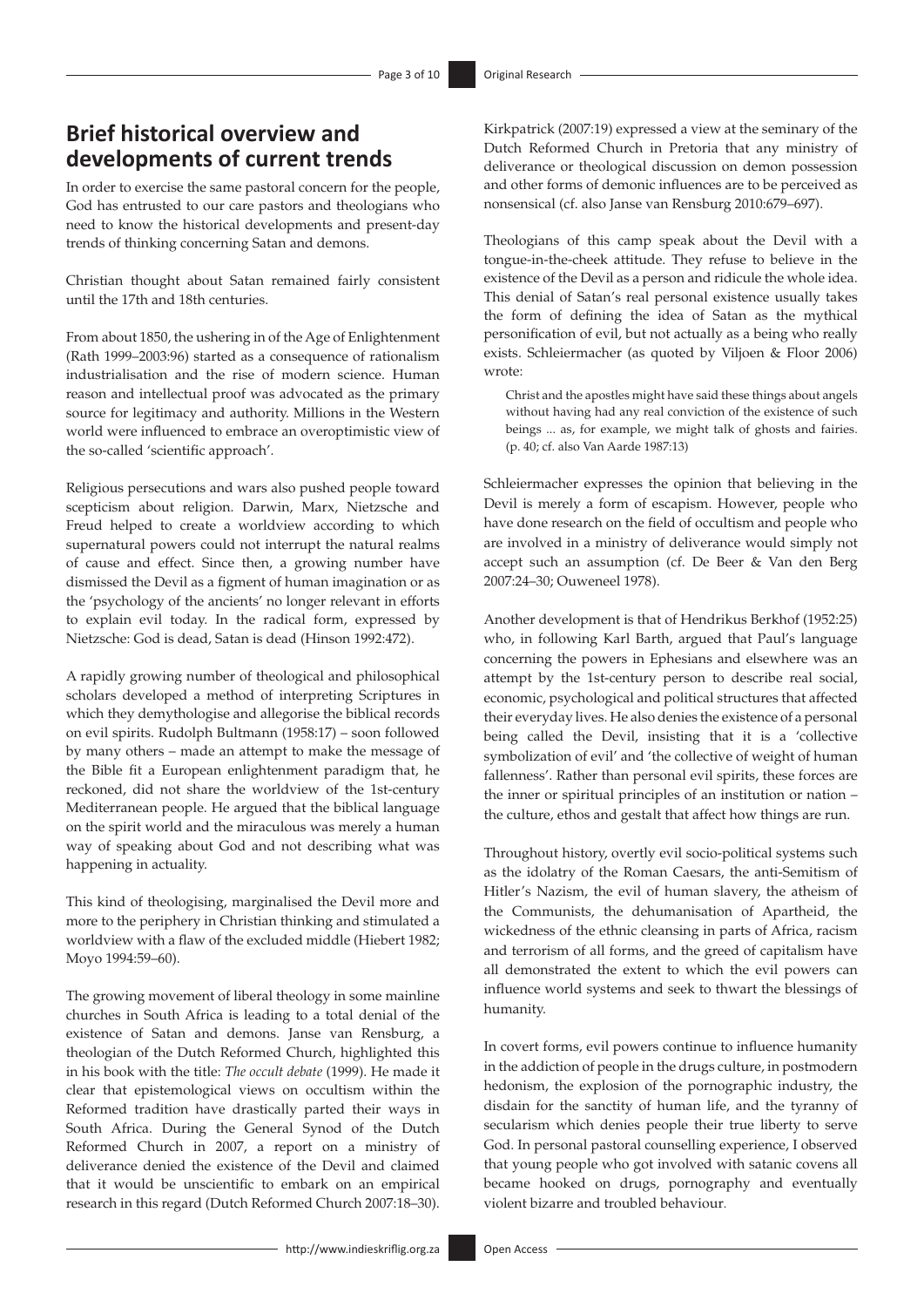## Brief historical overview and developments of current trends

In order to exercise the same pastoral concern for the people, God has entrusted to our care pastors and theologians who need to know the historical developments and present-day trends of thinking concerning Satan and demons.

Christian thought about Satan remained fairly consistent until the 17th and 18th centuries.

From about 1850, the ushering in of the Age of Enlightenment (Rath 1999–2003:96) started as a consequence of rationalism industrialisation and the rise of modern science. Human reason and intellectual proof was advocated as the primary source for legitimacy and authority. Millions in the Western world were influenced to embrace an overoptimistic view of the so-called 'scientific approach'.

Religious persecutions and wars also pushed people toward scepticism about religion. Darwin, Marx, Nietzsche and Freud helped to create a worldview according to which supernatural powers could not interrupt the natural realms of cause and effect. Since then, a growing number have dismissed the Devil as a figment of human imagination or as the 'psychology of the ancients' no longer relevant in efforts to explain evil today. In the radical form, expressed by Nietzsche: God is dead, Satan is dead (Hinson 1992:472).

A rapidly growing number of theological and philosophical scholars developed a method of interpreting Scriptures in which they demythologise and allegorise the biblical records on evil spirits. Rudolph Bultmann (1958:17) – soon followed by many others – made an attempt to make the message of the Bible fit a European enlightenment paradigm that, he reckoned, did not share the worldview of the 1st-century Mediterranean people. He argued that the biblical language on the spirit world and the miraculous was merely a human way of speaking about God and not describing what was happening in actuality.

This kind of theologising, marginalised the Devil more and more to the periphery in Christian thinking and stimulated a worldview with a flaw of the excluded middle (Hiebert 1982; Moyo 1994:59–60).

The growing movement of liberal theology in some mainline churches in South Africa is leading to a total denial of the existence of Satan and demons. Janse van Rensburg, a theologian of the Dutch Reformed Church, highlighted this in his book with the title: *The occult debate* (1999). He made it clear that epistemological views on occultism within the Reformed tradition have drastically parted their ways in South Africa. During the General Synod of the Dutch Reformed Church in 2007, a report on a ministry of deliverance denied the existence of the Devil and claimed that it would be unscientific to embark on an empirical research in this regard (Dutch Reformed Church 2007:18–30). Kirkpatrick (2007:19) expressed a view at the seminary of the Dutch Reformed Church in Pretoria that any ministry of deliverance or theological discussion on demon possession and other forms of demonic influences are to be perceived as nonsensical (cf. also Janse van Rensburg 2010:679–697).

Theologians of this camp speak about the Devil with a tongue-in-the-cheek attitude. They refuse to believe in the existence of the Devil as a person and ridicule the whole idea. This denial of Satan's real personal existence usually takes the form of defining the idea of Satan as the mythical personification of evil, but not actually as a being who really exists. Schleiermacher (as quoted by Viljoen & Floor 2006) wrote:

> Christ and the apostles might have said these things about angels without having had any real conviction of the existence of such beings ... as, for example, we might talk of ghosts and fairies. (p. 40; cf. also Van Aarde 1987:13)

Schleiermacher expresses the opinion that believing in the Devil is merely a form of escapism. However, people who have done research on the field of occultism and people who are involved in a ministry of deliverance would simply not accept such an assumption (cf. De Beer & Van den Berg 2007:24–30; Ouweneel 1978).

Another development is that of Hendrikus Berkhof (1952:25) who, in following Karl Barth, argued that Paul's language concerning the powers in Ephesians and elsewhere was an attempt by the 1st-century person to describe real social, economic, psychological and political structures that affected their everyday lives. He also denies the existence of a personal being called the Devil, insisting that it is a 'collective symbolization of evil' and 'the collective of weight of human fallenness'. Rather than personal evil spirits, these forces are the inner or spiritual principles of an institution or nation – the culture, ethos and gestalt that affect how things are run.

Throughout history, overtly evil socio-political systems such as the idolatry of the Roman Caesars, the anti-Semitism of Hitler's Nazism, the evil of human slavery, the atheism of the Communists, the dehumanisation of Apartheid, the wickedness of the ethnic cleansing in parts of Africa, racism and terrorism of all forms, and the greed of capitalism have all demonstrated the extent to which the evil powers can influence world systems and seek to thwart the blessings of humanity.

In covert forms, evil powers continue to influence humanity in the addiction of people in the drugs culture, in postmodern hedonism, the explosion of the pornographic industry, the disdain for the sanctity of human life, and the tyranny of secularism which denies people their true liberty to serve God. In personal pastoral counselling experience, I observed that young people who got involved with satanic covens all became hooked on drugs, pornography and eventually violent bizarre and troubled behaviour.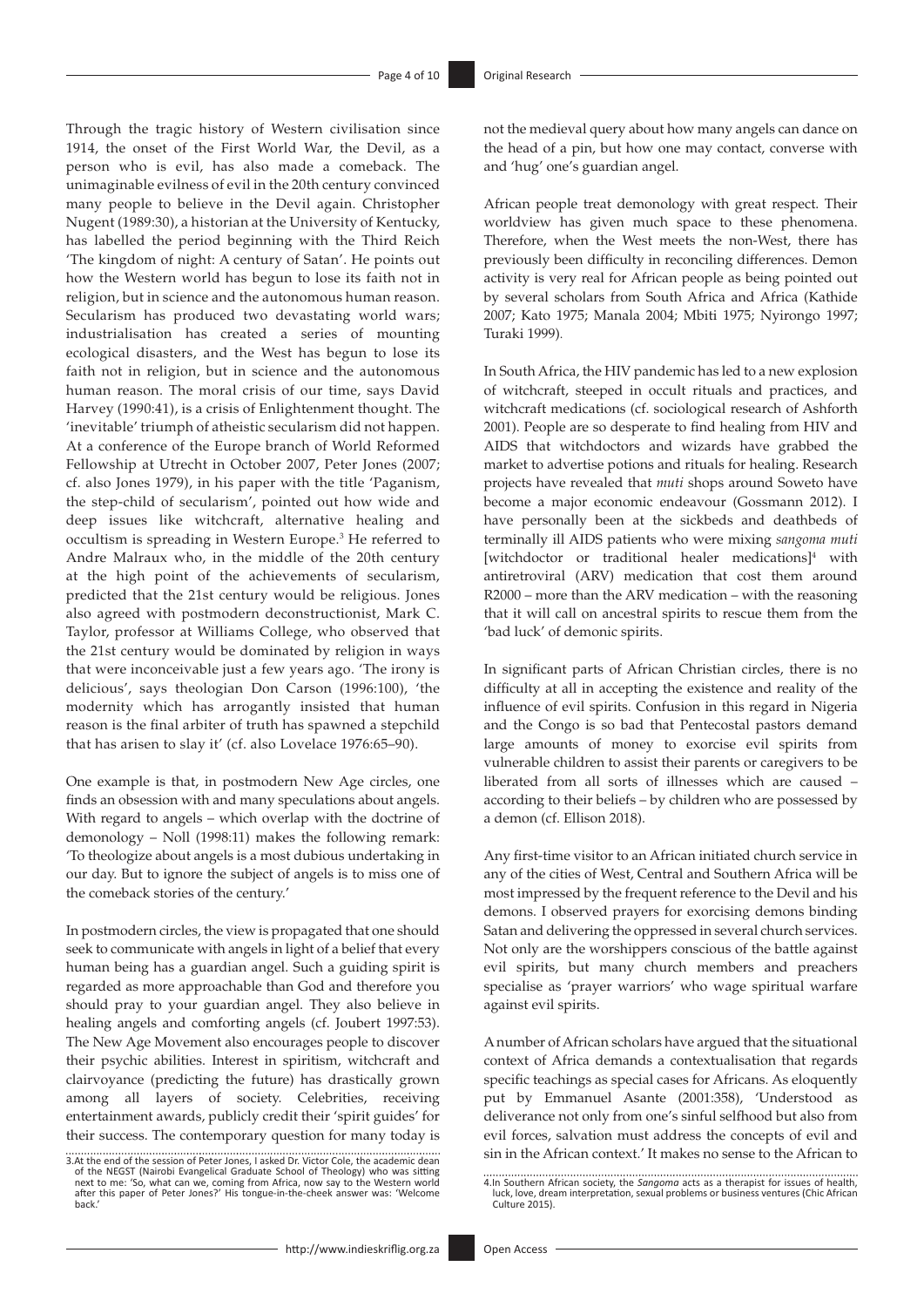Through the tragic history of Western civilisation since 1914, the onset of the First World War, the Devil, as a person who is evil, has also made a comeback. The unimaginable evilness of evil in the 20th century convinced many people to believe in the Devil again. Christopher Nugent (1989:30), a historian at the University of Kentucky, has labelled the period beginning with the Third Reich 'The kingdom of night: A century of Satan'. He points out how the Western world has begun to lose its faith not in religion, but in science and the autonomous human reason. Secularism has produced two devastating world wars; industrialisation has created a series of mounting ecological disasters, and the West has begun to lose its faith not in religion, but in science and the autonomous human reason. The moral crisis of our time, says David Harvey (1990:41), is a crisis of Enlightenment thought. The 'inevitable' triumph of atheistic secularism did not happen. At a conference of the Europe branch of World Reformed Fellowship at Utrecht in October 2007, Peter Jones (2007; cf. also Jones 1979), in his paper with the title 'Paganism, the step-child of secularism', pointed out how wide and deep issues like witchcraft, alternative healing and occultism is spreading in Western Europe.[3] He referred to Andre Malraux who, in the middle of the 20th century at the high point of the achievements of secularism, predicted that the 21st century would be religious. Jones also agreed with postmodern deconstructionist, Mark C. Taylor, professor at Williams College, who observed that the 21st century would be dominated by religion in ways that were inconceivable just a few years ago. 'The irony is delicious', says theologian Don Carson (1996:100), 'the modernity which has arrogantly insisted that human reason is the final arbiter of truth has spawned a stepchild that has arisen to slay it' (cf. also Lovelace 1976:65–90).

One example is that, in postmodern New Age circles, one finds an obsession with and many speculations about angels. With regard to angels – which overlap with the doctrine of demonology – Noll (1998:11) makes the following remark: 'To theologize about angels is a most dubious undertaking in our day. But to ignore the subject of angels is to miss one of the comeback stories of the century.'

In postmodern circles, the view is propagated that one should seek to communicate with angels in light of a belief that every human being has a guardian angel. Such a guiding spirit is regarded as more approachable than God and therefore you should pray to your guardian angel. They also believe in healing angels and comforting angels (cf. Joubert 1997:53). The New Age Movement also encourages people to discover their psychic abilities. Interest in spiritism, witchcraft and clairvoyance (predicting the future) has drastically grown among all layers of society. Celebrities, receiving entertainment awards, publicly credit their 'spirit guides' for their success. The contemporary question for many today is not the medieval query about how many angels can dance on the head of a pin, but how one may contact, converse with and 'hug' one's guardian angel.

African people treat demonology with great respect. Their worldview has given much space to these phenomena. Therefore, when the West meets the non-West, there has previously been difficulty in reconciling differences. Demon activity is very real for African people as being pointed out by several scholars from South Africa and Africa (Kathide 2007; Kato 1975; Manala 2004; Mbiti 1975; Nyirongo 1997; Turaki 1999).

In South Africa, the HIV pandemic has led to a new explosion of witchcraft, steeped in occult rituals and practices, and witchcraft medications (cf. sociological research of Ashforth 2001). People are so desperate to find healing from HIV and AIDS that witchdoctors and wizards have grabbed the market to advertise potions and rituals for healing. Research projects have revealed that *muti* shops around Soweto have become a major economic endeavour (Gossmann 2012). I have personally been at the sickbeds and deathbeds of terminally ill AIDS patients who were mixing *sangoma muti* [witchdoctor or traditional healer medications][4] with antiretroviral (ARV) medication that cost them around R2000 – more than the ARV medication – with the reasoning that it will call on ancestral spirits to rescue them from the 'bad luck' of demonic spirits.

In significant parts of African Christian circles, there is no difficulty at all in accepting the existence and reality of the influence of evil spirits. Confusion in this regard in Nigeria and the Congo is so bad that Pentecostal pastors demand large amounts of money to exorcise evil spirits from vulnerable children to assist their parents or caregivers to be liberated from all sorts of illnesses which are caused – according to their beliefs – by children who are possessed by a demon (cf. Ellison 2018).

Any first-time visitor to an African initiated church service in any of the cities of West, Central and Southern Africa will be most impressed by the frequent reference to the Devil and his demons. I observed prayers for exorcising demons binding Satan and delivering the oppressed in several church services. Not only are the worshippers conscious of the battle against evil spirits, but many church members and preachers specialise as 'prayer warriors' who wage spiritual warfare against evil spirits.

A number of African scholars have argued that the situational context of Africa demands a contextualisation that regards specific teachings as special cases for Africans. As eloquently put by Emmanuel Asante (2001:358), 'Understood as deliverance not only from one's sinful selfhood but also from evil forces, salvation must address the concepts of evil and sin in the African context.' It makes no sense to the African to

3. At the end of the session of Peter Jones, I asked Dr. Victor Cole, the academic dean of the NEGST (Nairobi Evangelical Graduate School of Theology) who was sitting next to me: 'So, what can we, coming from Africa, now say to the Western world after this paper of Peter Jones?' His tongue-in-the-cheek answer was: 'Welcome back.'

4. In Southern African society, the *Sangoma* acts as a therapist for issues of health, luck, love, dream interpretation, sexual problems or business ventures (Chic African Culture 2015).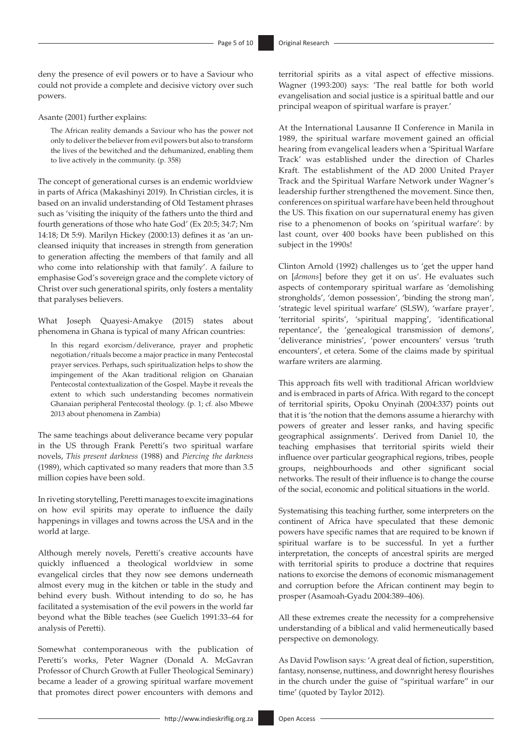deny the presence of evil powers or to have a Saviour who could not provide a complete and decisive victory over such powers.

Asante (2001) further explains:

> The African reality demands a Saviour who has the power not only to deliver the believer from evil powers but also to transform the lives of the bewitched and the dehumanized, enabling them to live actively in the community. (p. 358)

The concept of generational curses is an endemic worldview in parts of Africa (Makashinyi 2019). In Christian circles, it is based on an invalid understanding of Old Testament phrases such as 'visiting the iniquity of the fathers unto the third and fourth generations of those who hate God' (Ex 20:5; 34:7; Nm 14:18; Dt 5:9). Marilyn Hickey (2000:13) defines it as 'an uncleansed iniquity that increases in strength from generation to generation affecting the members of that family and all who come into relationship with that family'. A failure to emphasise God's sovereign grace and the complete victory of Christ over such generational spirits, only fosters a mentality that paralyses believers.

What Joseph Quayesi-Amakye (2015) states about phenomena in Ghana is typical of many African countries:

> In this regard exorcism/deliverance, prayer and prophetic negotiation/rituals become a major practice in many Pentecostal prayer services. Perhaps, such spiritualization helps to show the impingement of the Akan traditional religion on Ghanaian Pentecostal contextualization of the Gospel. Maybe it reveals the extent to which such understanding becomes normativein Ghanaian peripheral Pentecostal theology. (p. 1; cf. also Mbewe 2013 about phenomena in Zambia)

The same teachings about deliverance became very popular in the US through Frank Peretti's two spiritual warfare novels, *This present darkness* (1988) and *Piercing the darkness* (1989), which captivated so many readers that more than 3.5 million copies have been sold.

In riveting storytelling, Peretti manages to excite imaginations on how evil spirits may operate to influence the daily happenings in villages and towns across the USA and in the world at large.

Although merely novels, Peretti's creative accounts have quickly influenced a theological worldview in some evangelical circles that they now see demons underneath almost every mug in the kitchen or table in the study and behind every bush. Without intending to do so, he has facilitated a systemisation of the evil powers in the world far beyond what the Bible teaches (see Guelich 1991:33–64 for analysis of Peretti).

Somewhat contemporaneous with the publication of Peretti's works, Peter Wagner (Donald A. McGavran Professor of Church Growth at Fuller Theological Seminary) became a leader of a growing spiritual warfare movement that promotes direct power encounters with demons and territorial spirits as a vital aspect of effective missions. Wagner (1993:200) says: 'The real battle for both world evangelisation and social justice is a spiritual battle and our principal weapon of spiritual warfare is prayer.'

At the International Lausanne II Conference in Manila in 1989, the spiritual warfare movement gained an official hearing from evangelical leaders when a 'Spiritual Warfare Track' was established under the direction of Charles Kraft. The establishment of the AD 2000 United Prayer Track and the Spiritual Warfare Network under Wagner's leadership further strengthened the movement. Since then, conferences on spiritual warfare have been held throughout the US. This fixation on our supernatural enemy has given rise to a phenomenon of books on 'spiritual warfare': by last count, over 400 books have been published on this subject in the 1990s!

Clinton Arnold (1992) challenges us to 'get the upper hand on [*demons*] before they get it on us'. He evaluates such aspects of contemporary spiritual warfare as 'demolishing strongholds', 'demon possession', 'binding the strong man', 'strategic level spiritual warfare' (SLSW), 'warfare prayer', 'territorial spirits', 'spiritual mapping', 'identificational repentance', the 'genealogical transmission of demons', 'deliverance ministries', 'power encounters' versus 'truth encounters', et cetera. Some of the claims made by spiritual warfare writers are alarming.

This approach fits well with traditional African worldview and is embraced in parts of Africa. With regard to the concept of territorial spirits, Opoku Onyinah (2004:337) points out that it is 'the notion that the demons assume a hierarchy with powers of greater and lesser ranks, and having specific geographical assignments'. Derived from Daniel 10, the teaching emphasises that territorial spirits wield their influence over particular geographical regions, tribes, people groups, neighbourhoods and other significant social networks. The result of their influence is to change the course of the social, economic and political situations in the world.

Systematising this teaching further, some interpreters on the continent of Africa have speculated that these demonic powers have specific names that are required to be known if spiritual warfare is to be successful. In yet a further interpretation, the concepts of ancestral spirits are merged with territorial spirits to produce a doctrine that requires nations to exorcise the demons of economic mismanagement and corruption before the African continent may begin to prosper (Asamoah-Gyadu 2004:389–406).

All these extremes create the necessity for a comprehensive understanding of a biblical and valid hermeneutically based perspective on demonology.

As David Powlison says: 'A great deal of fiction, superstition, fantasy, nonsense, nuttiness, and downright heresy flourishes in the church under the guise of "spiritual warfare" in our time' (quoted by Taylor 2012).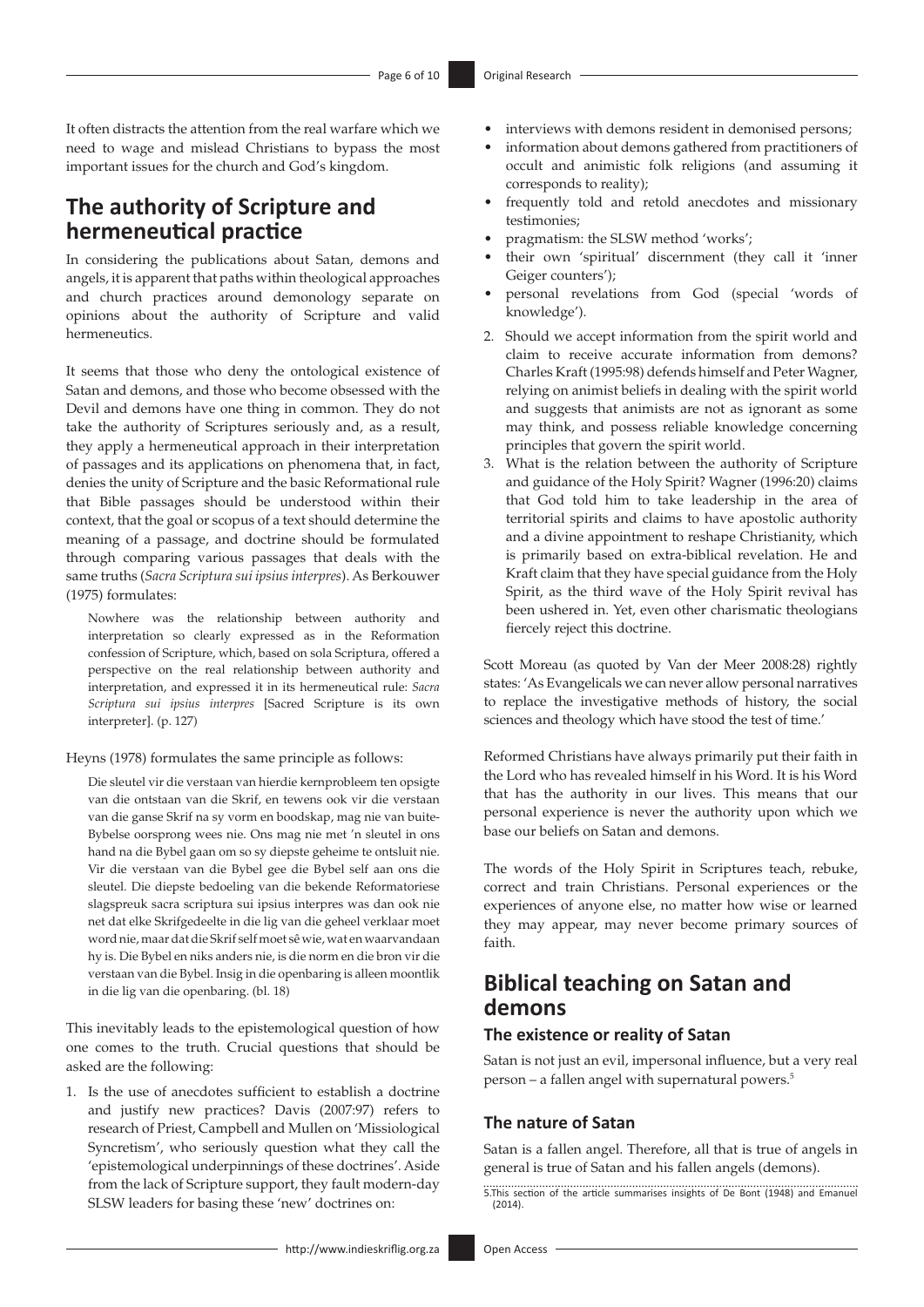It often distracts the attention from the real warfare which we need to wage and mislead Christians to bypass the most important issues for the church and God's kingdom.

## The authority of Scripture and hermeneutical practice

In considering the publications about Satan, demons and angels, it is apparent that paths within theological approaches and church practices around demonology separate on opinions about the authority of Scripture and valid hermeneutics.

It seems that those who deny the ontological existence of Satan and demons, and those who become obsessed with the Devil and demons have one thing in common. They do not take the authority of Scriptures seriously and, as a result, they apply a hermeneutical approach in their interpretation of passages and its applications on phenomena that, in fact, denies the unity of Scripture and the basic Reformational rule that Bible passages should be understood within their context, that the goal or scopus of a text should determine the meaning of a passage, and doctrine should be formulated through comparing various passages that deals with the same truths (*Sacra Scriptura sui ipsius interpres*). As Berkouwer (1975) formulates:

> Nowhere was the relationship between authority and interpretation so clearly expressed as in the Reformation confession of Scripture, which, based on sola Scriptura, offered a perspective on the real relationship between authority and interpretation, and expressed it in its hermeneutical rule: *Sacra Scriptura sui ipsius interpres* [Sacred Scripture is its own interpreter]. (p. 127)

Heyns (1978) formulates the same principle as follows:

> Die sleutel vir die verstaan van hierdie kernprobleem ten opsigte van die ontstaan van die Skrif, en tewens ook vir die verstaan van die ganse Skrif na sy vorm en boodskap, mag nie van buite-Bybelse oorsprong wees nie. Ons mag nie met 'n sleutel in ons hand na die Bybel gaan om so sy diepste geheime te ontsluit nie. Vir die verstaan van die Bybel gee die Bybel self aan ons die sleutel. Die diepste bedoeling van die bekende Reformatoriese slagspreuk sacra scriptura sui ipsius interpres was dan ook nie net dat elke Skrifgedeelte in die lig van die geheel verklaar moet word nie, maar dat die Skrif self moet sê wie, wat en waarvandaan hy is. Die Bybel en niks anders nie, is die norm en die bron vir die verstaan van die Bybel. Insig in die openbaring is alleen moontlik in die lig van die openbaring. (bl. 18)

This inevitably leads to the epistemological question of how one comes to the truth. Crucial questions that should be asked are the following:

1. Is the use of anecdotes sufficient to establish a doctrine and justify new practices? Davis (2007:97) refers to research of Priest, Campbell and Mullen on 'Missiological Syncretism', who seriously question what they call the 'epistemological underpinnings of these doctrines'. Aside from the lack of Scripture support, they fault modern-day SLSW leaders for basing these 'new' doctrines on:
   - interviews with demons resident in demonised persons;
   - information about demons gathered from practitioners of occult and animistic folk religions (and assuming it corresponds to reality);
   - frequently told and retold anecdotes and missionary testimonies;
   - pragmatism: the SLSW method 'works';
   - their own 'spiritual' discernment (they call it 'inner Geiger counters');
   - personal revelations from God (special 'words of knowledge').
2. Should we accept information from the spirit world and claim to receive accurate information from demons? Charles Kraft (1995:98) defends himself and Peter Wagner, relying on animist beliefs in dealing with the spirit world and suggests that animists are not as ignorant as some may think, and possess reliable knowledge concerning principles that govern the spirit world.
3. What is the relation between the authority of Scripture and guidance of the Holy Spirit? Wagner (1996:20) claims that God told him to take leadership in the area of territorial spirits and claims to have apostolic authority and a divine appointment to reshape Christianity, which is primarily based on extra-biblical revelation. He and Kraft claim that they have special guidance from the Holy Spirit, as the third wave of the Holy Spirit revival has been ushered in. Yet, even other charismatic theologians fiercely reject this doctrine.

Scott Moreau (as quoted by Van der Meer 2008:28) rightly states: 'As Evangelicals we can never allow personal narratives to replace the investigative methods of history, the social sciences and theology which have stood the test of time.'

Reformed Christians have always primarily put their faith in the Lord who has revealed himself in his Word. It is his Word that has the authority in our lives. This means that our personal experience is never the authority upon which we base our beliefs on Satan and demons.

The words of the Holy Spirit in Scriptures teach, rebuke, correct and train Christians. Personal experiences or the experiences of anyone else, no matter how wise or learned they may appear, may never become primary sources of faith.

## Biblical teaching on Satan and demons

### The existence or reality of Satan

Satan is not just an evil, impersonal influence, but a very real person – a fallen angel with supernatural powers.[5]

### The nature of Satan

Satan is a fallen angel. Therefore, all that is true of angels in general is true of Satan and his fallen angels (demons).

5. This section of the article summarises insights of De Bont (1948) and Emanuel (2014).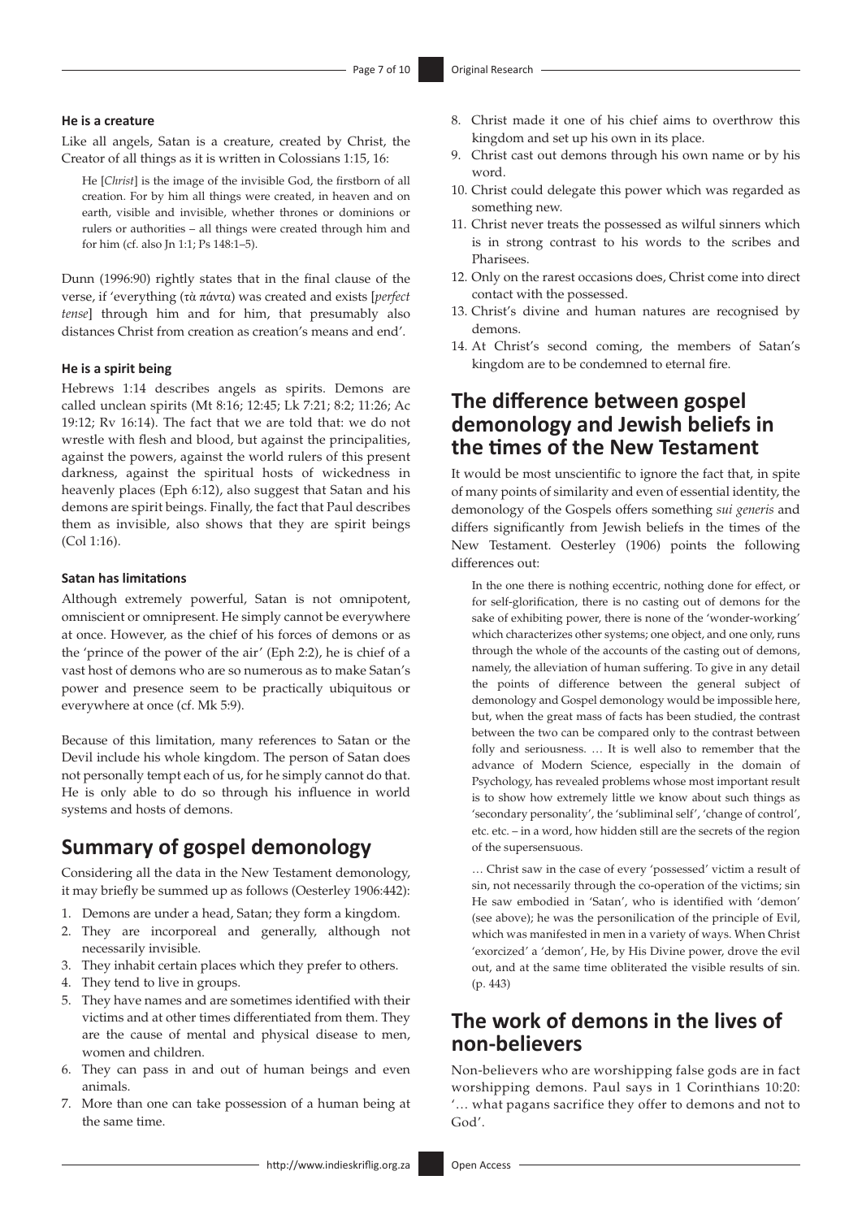#### He is a creature

Like all angels, Satan is a creature, created by Christ, the Creator of all things as it is written in Colossians 1:15, 16:

> He [*Christ*] is the image of the invisible God, the firstborn of all creation. For by him all things were created, in heaven and on earth, visible and invisible, whether thrones or dominions or rulers or authorities – all things were created through him and for him (cf. also Jn 1:1; Ps 148:1–5).

Dunn (1996:90) rightly states that in the final clause of the verse, if 'everything (τὰ πάντα) was created and exists [*perfect tense*] through him and for him, that presumably also distances Christ from creation as creation's means and end'.

#### He is a spirit being

Hebrews 1:14 describes angels as spirits. Demons are called unclean spirits (Mt 8:16; 12:45; Lk 7:21; 8:2; 11:26; Ac 19:12; Rv 16:14). The fact that we are told that: we do not wrestle with flesh and blood, but against the principalities, against the powers, against the world rulers of this present darkness, against the spiritual hosts of wickedness in heavenly places (Eph 6:12), also suggest that Satan and his demons are spirit beings. Finally, the fact that Paul describes them as invisible, also shows that they are spirit beings (Col 1:16).

#### Satan has limitations

Although extremely powerful, Satan is not omnipotent, omniscient or omnipresent. He simply cannot be everywhere at once. However, as the chief of his forces of demons or as the 'prince of the power of the air' (Eph 2:2), he is chief of a vast host of demons who are so numerous as to make Satan's power and presence seem to be practically ubiquitous or everywhere at once (cf. Mk 5:9).

Because of this limitation, many references to Satan or the Devil include his whole kingdom. The person of Satan does not personally tempt each of us, for he simply cannot do that. He is only able to do so through his influence in world systems and hosts of demons.

## Summary of gospel demonology

Considering all the data in the New Testament demonology, it may briefly be summed up as follows (Oesterley 1906:442):

1. Demons are under a head, Satan; they form a kingdom.
2. They are incorporeal and generally, although not necessarily invisible.
3. They inhabit certain places which they prefer to others.
4. They tend to live in groups.
5. They have names and are sometimes identified with their victims and at other times differentiated from them. They are the cause of mental and physical disease to men, women and children.
6. They can pass in and out of human beings and even animals.
7. More than one can take possession of a human being at the same time.
8. Christ made it one of his chief aims to overthrow this kingdom and set up his own in its place.
9. Christ cast out demons through his own name or by his word.
10. Christ could delegate this power which was regarded as something new.
11. Christ never treats the possessed as wilful sinners which is in strong contrast to his words to the scribes and Pharisees.
12. Only on the rarest occasions does, Christ come into direct contact with the possessed.
13. Christ's divine and human natures are recognised by demons.
14. At Christ's second coming, the members of Satan's kingdom are to be condemned to eternal fire.

## The difference between gospel demonology and Jewish beliefs in the times of the New Testament

It would be most unscientific to ignore the fact that, in spite of many points of similarity and even of essential identity, the demonology of the Gospels offers something *sui generis* and differs significantly from Jewish beliefs in the times of the New Testament. Oesterley (1906) points the following differences out:

> In the one there is nothing eccentric, nothing done for effect, or for self-glorification, there is no casting out of demons for the sake of exhibiting power, there is none of the 'wonder-working' which characterizes other systems; one object, and one only, runs through the whole of the accounts of the casting out of demons, namely, the alleviation of human suffering. To give in any detail the points of difference between the general subject of demonology and Gospel demonology would be impossible here, but, when the great mass of facts has been studied, the contrast between the two can be compared only to the contrast between folly and seriousness. … It is well also to remember that the advance of Modern Science, especially in the domain of Psychology, has revealed problems whose most important result is to show how extremely little we know about such things as 'secondary personality', the 'subliminal self', 'change of control', etc. etc. – in a word, how hidden still are the secrets of the region of the supersensuous.
>
> … Christ saw in the case of every 'possessed' victim a result of sin, not necessarily through the co-operation of the victims; sin He saw embodied in 'Satan', who is identified with 'demon' (see above); he was the personification of the principle of Evil, which was manifested in men in a variety of ways. When Christ 'exorcized' a 'demon', He, by His Divine power, drove the evil out, and at the same time obliterated the visible results of sin. (p. 443)

## The work of demons in the lives of non-believers

Non-believers who are worshipping false gods are in fact worshipping demons. Paul says in 1 Corinthians 10:20: '… what pagans sacrifice they offer to demons and not to God'.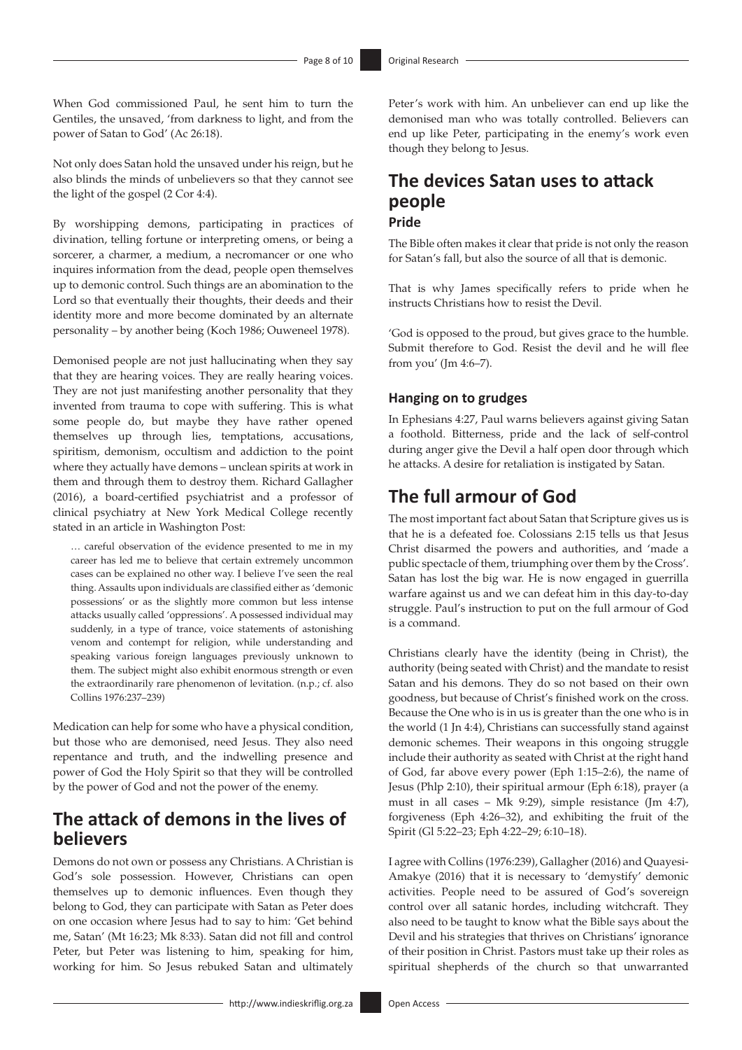When God commissioned Paul, he sent him to turn the Gentiles, the unsaved, 'from darkness to light, and from the power of Satan to God' (Ac 26:18).

Not only does Satan hold the unsaved under his reign, but he also blinds the minds of unbelievers so that they cannot see the light of the gospel (2 Cor 4:4).

By worshipping demons, participating in practices of divination, telling fortune or interpreting omens, or being a sorcerer, a charmer, a medium, a necromancer or one who inquires information from the dead, people open themselves up to demonic control. Such things are an abomination to the Lord so that eventually their thoughts, their deeds and their identity more and more become dominated by an alternate personality – by another being (Koch 1986; Ouweneel 1978).

Demonised people are not just hallucinating when they say that they are hearing voices. They are really hearing voices. They are not just manifesting another personality that they invented from trauma to cope with suffering. This is what some people do, but maybe they have rather opened themselves up through lies, temptations, accusations, spiritism, demonism, occultism and addiction to the point where they actually have demons – unclean spirits at work in them and through them to destroy them. Richard Gallagher (2016), a board-certified psychiatrist and a professor of clinical psychiatry at New York Medical College recently stated in an article in Washington Post:

> … careful observation of the evidence presented to me in my career has led me to believe that certain extremely uncommon cases can be explained no other way. I believe I've seen the real thing. Assaults upon individuals are classified either as 'demonic possessions' or as the slightly more common but less intense attacks usually called 'oppressions'. A possessed individual may suddenly, in a type of trance, voice statements of astonishing venom and contempt for religion, while understanding and speaking various foreign languages previously unknown to them. The subject might also exhibit enormous strength or even the extraordinarily rare phenomenon of levitation. (n.p.; cf. also Collins 1976:237–239)

Medication can help for some who have a physical condition, but those who are demonised, need Jesus. They also need repentance and truth, and the indwelling presence and power of God the Holy Spirit so that they will be controlled by the power of God and not the power of the enemy.

## The attack of demons in the lives of believers

Demons do not own or possess any Christians. A Christian is God's sole possession. However, Christians can open themselves up to demonic influences. Even though they belong to God, they can participate with Satan as Peter does on one occasion where Jesus had to say to him: 'Get behind me, Satan' (Mt 16:23; Mk 8:33). Satan did not fill and control Peter, but Peter was listening to him, speaking for him, working for him. So Jesus rebuked Satan and ultimately Peter's work with him. An unbeliever can end up like the demonised man who was totally controlled. Believers can end up like Peter, participating in the enemy's work even though they belong to Jesus.

## The devices Satan uses to attack people

### Pride

The Bible often makes it clear that pride is not only the reason for Satan's fall, but also the source of all that is demonic.

That is why James specifically refers to pride when he instructs Christians how to resist the Devil.

'God is opposed to the proud, but gives grace to the humble. Submit therefore to God. Resist the devil and he will flee from you' (Jm 4:6–7).

### Hanging on to grudges

In Ephesians 4:27, Paul warns believers against giving Satan a foothold. Bitterness, pride and the lack of self-control during anger give the Devil a half open door through which he attacks. A desire for retaliation is instigated by Satan.

## The full armour of God

The most important fact about Satan that Scripture gives us is that he is a defeated foe. Colossians 2:15 tells us that Jesus Christ disarmed the powers and authorities, and 'made a public spectacle of them, triumphing over them by the Cross'. Satan has lost the big war. He is now engaged in guerrilla warfare against us and we can defeat him in this day-to-day struggle. Paul's instruction to put on the full armour of God is a command.

Christians clearly have the identity (being in Christ), the authority (being seated with Christ) and the mandate to resist Satan and his demons. They do so not based on their own goodness, but because of Christ's finished work on the cross. Because the One who is in us is greater than the one who is in the world (1 Jn 4:4), Christians can successfully stand against demonic schemes. Their weapons in this ongoing struggle include their authority as seated with Christ at the right hand of God, far above every power (Eph 1:15–2:6), the name of Jesus (Phlp 2:10), their spiritual armour (Eph 6:18), prayer (a must in all cases – Mk 9:29), simple resistance (Jm 4:7), forgiveness (Eph 4:26–32), and exhibiting the fruit of the Spirit (Gl 5:22–23; Eph 4:22–29; 6:10–18).

I agree with Collins (1976:239), Gallagher (2016) and Quayesi-Amakye (2016) that it is necessary to 'demystify' demonic activities. People need to be assured of God's sovereign control over all satanic hordes, including witchcraft. They also need to be taught to know what the Bible says about the Devil and his strategies that thrives on Christians' ignorance of their position in Christ. Pastors must take up their roles as spiritual shepherds of the church so that unwarranted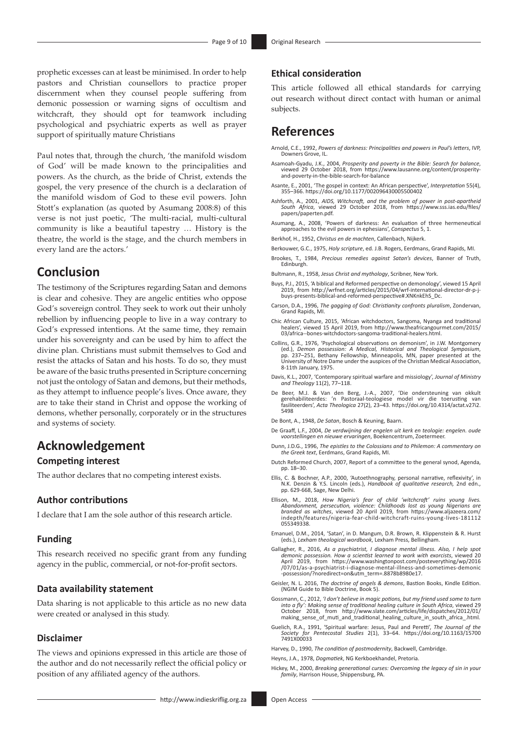prophetic excesses can at least be minimised. In order to help pastors and Christian counsellors to practice proper discernment when they counsel people suffering from demonic possession or warning signs of occultism and witchcraft, they should opt for teamwork including psychological and psychiatric experts as well as prayer support of spiritually mature Christians

Paul notes that, through the church, 'the manifold wisdom of God' will be made known to the principalities and powers. As the church, as the bride of Christ, extends the gospel, the very presence of the church is a declaration of the manifold wisdom of God to these evil powers. John Stott's explanation (as quoted by Asumang 2008:8) of this verse is not just poetic, 'The multi-racial, multi-cultural community is like a beautiful tapestry … History is the theatre, the world is the stage, and the church members in every land are the actors.'

## Conclusion

The testimony of the Scriptures regarding Satan and demons is clear and cohesive. They are angelic entities who oppose God's sovereign control. They seek to work out their unholy rebellion by influencing people to live in a way contrary to God's expressed intentions. At the same time, they remain under his sovereignty and can be used by him to affect the divine plan. Christians must submit themselves to God and resist the attacks of Satan and his hosts. To do so, they must be aware of the basic truths presented in Scripture concerning not just the ontology of Satan and demons, but their methods, as they attempt to influence people's lives. Once aware, they are to take their stand in Christ and oppose the working of demons, whether personally, corporately or in the structures and systems of society.

## Acknowledgement

### Competing interest

The author declares that no competing interest exists.

### Author contributions

I declare that I am the sole author of this research article.

### Funding

This research received no specific grant from any funding agency in the public, commercial, or not-for-profit sectors.

### Data availability statement

Data sharing is not applicable to this article as no new data were created or analysed in this study.

### Disclaimer

The views and opinions expressed in this article are those of the author and do not necessarily reflect the official policy or position of any affiliated agency of the authors.

### Ethical consideration

This article followed all ethical standards for carrying out research without direct contact with human or animal subjects.

## References

Arnold, C.E., 1992, *Powers of darkness: Principalities and powers in Paul's letters*, IVP, Downers Grove, IL.

Asamoah-Gyadu, J.K., 2004, *Prosperity and poverty in the Bible: Search for balance*, viewed 29 October 2018, from https://www.lausanne.org/content/prosperity-and-poverty-in-the-bible-search-for-balance

Asante, E., 2001, 'The gospel in context: An African perspective', *Interpretation* 55(4), 355–366. https://doi.org/10.1177/002096430005500402

Ashforth, A., 2001, *AIDS, Witchcraft, and the problem of power in post-apartheid South Africa*, viewed 29 October 2018, from https://www.sss.ias.edu/files/papers/paperten.pdf.

Asumang, A., 2008, 'Powers of darkness: An evaluation of three hermeneutical approaches to the evil powers in ephesians', *Conspectus* 5, 1.

Berkhof, H., 1952, *Christus en de machten*, Callenbach, Nijkerk.

Berkouwer, G.C., 1975, *Holy scripture*, ed. J.B. Rogers, Eerdmans, Grand Rapids, MI.

Brookes, T., 1984, *Precious remedies against Satan's devices*, Banner of Truth, Edinburgh.

Bultmann, R., 1958, *Jesus Christ and mythology*, Scribner, New York.

Buys, P.J., 2015, 'A biblical and Reformed perspective on demonology', viewed 15 April 2019, from http://wrfnet.org/articles/2015/04/wrf-international-director-dr-p-j-buys-presents-biblical-and-reformed-perspective#.XNKnkEhS_Dc.

Carson, D.A., 1996, *The gagging of God: Christianity confronts pluralism*, Zondervan, Grand Rapids, MI.

Chic African Culture, 2015, 'African witchdoctors, Sangoma, Nyanga and traditional healers', viewed 15 April 2019, from http://www.theafricangourmet.com/2015/03/africa--bones-witchdoctors-sangoma-traditional-healers.html.

Collins, G.R., 1976, 'Psychological observations on demonism', in J.W. Montgomery (ed.), *Demon possession: A Medical, Historical and Theological Symposium*, pp. 237–251, Bethany Fellowship, Minneapolis, MN, paper presented at the University of Notre Dame under the auspices of the Christian Medical Association, 8-11th January, 1975.

Davis, K.L., 2007, 'Contemporary spiritual warfare and missiology', *Journal of Ministry and Theology* 11(2), 77–118.

De Beer, M.J. & Van den Berg, J.-A., 2007, 'Die ondersteuning van okkult gerehabiliteerdes: 'n Pastoraal-teologiese model vir die toerusting van fasiliteerders', *Acta Theologica* 27(2), 23–43. https://doi.org/10.4314/actat.v27i2.5498

De Bont, A., 1948, *De Satan*, Bosch & Keuning, Baarn.

De Graaff, L.F., 2004, *De verdwijning der engelen uit kerk en teologie: engelen. oude voorstellingen en nieuwe ervaringen*, Boekencentrum, Zoetermeer.

Dunn, J.D.G., 1996, *The epistles to the Colossians and to Philemon: A commentary on the Greek text*, Eerdmans, Grand Rapids, MI.

Dutch Reformed Church, 2007, Report of a committee to the general synod, Agenda, pp. 18–30.

Ellis, C. & Bochner, A.P., 2000, 'Autoethnography, personal narrative, reflexivity', in N.K. Denzin & Y.S. Lincoln (eds.), *Handbook of qualitative research,* 2nd edn., pp. 629-668, Sage, New Delhi.

Ellison, M., 2018, *How Nigeria's fear of child 'witchcraft' ruins young lives. Abandonment, persecution, violence: Childhoods lost as young Nigerians are branded as witches*, viewed 20 April 2019, from https://www.aljazeera.com/indepth/features/nigeria-fear-child-witchcraft-ruins-young-lives-181112055349338.

Emanuel, D.M., 2014, 'Satan', in D. Mangum, D.R. Brown, R. Klippenstein & R. Hurst (eds.), *Lexham theological wordbook*, Lexham Press, Bellingham.

Gallagher, R., 2016, *As a psychiatrist, I diagnose mental illness. Also, I help spot demonic possession. How a scientist learned to work with exorcists*, viewed 20 April 2019, from https://www.washingtonpost.com/posteverything/wp/2016/07/01/as-a-psychiatrist-i-diagnose-mental-illness-and-sometimes-demonic-possession/?noredirect=on&utm_term=.8878b8980e17.

Geisler, N. L. 2016, *The doctrine of angels & demons*, Bastion Books, Kindle Edition. (NGIM Guide to Bible Doctrine, Book 5).

Gossmann, C., 2012, *'I don't believe in magic potions, but my friend used some to turn into a fly': Making sense of traditional healing culture in South Africa*, viewed 29 October 2018, from http://www.slate.com/articles/life/dispatches/2012/01/making_sense_of_muti_and_traditional_healing_culture_in_south_africa_.html.

Guelich, R.A., 1991, 'Spiritual warfare: Jesus, Paul and Peretti', *The Journal of the Society for Pentecostal Studies* 2(1), 33–64. https://doi.org/10.1163/157007491X00033

Harvey, D., 1990, *The condition of postmodernity*, Backwell, Cambridge.

Heyns, J.A., 1978, *Dogmatiek*, NG Kerkboekhandel, Pretoria.

Hickey, M., 2000, *Breaking generational curses: Overcoming the legacy of sin in your family*, Harrison House, Shippensburg, PA.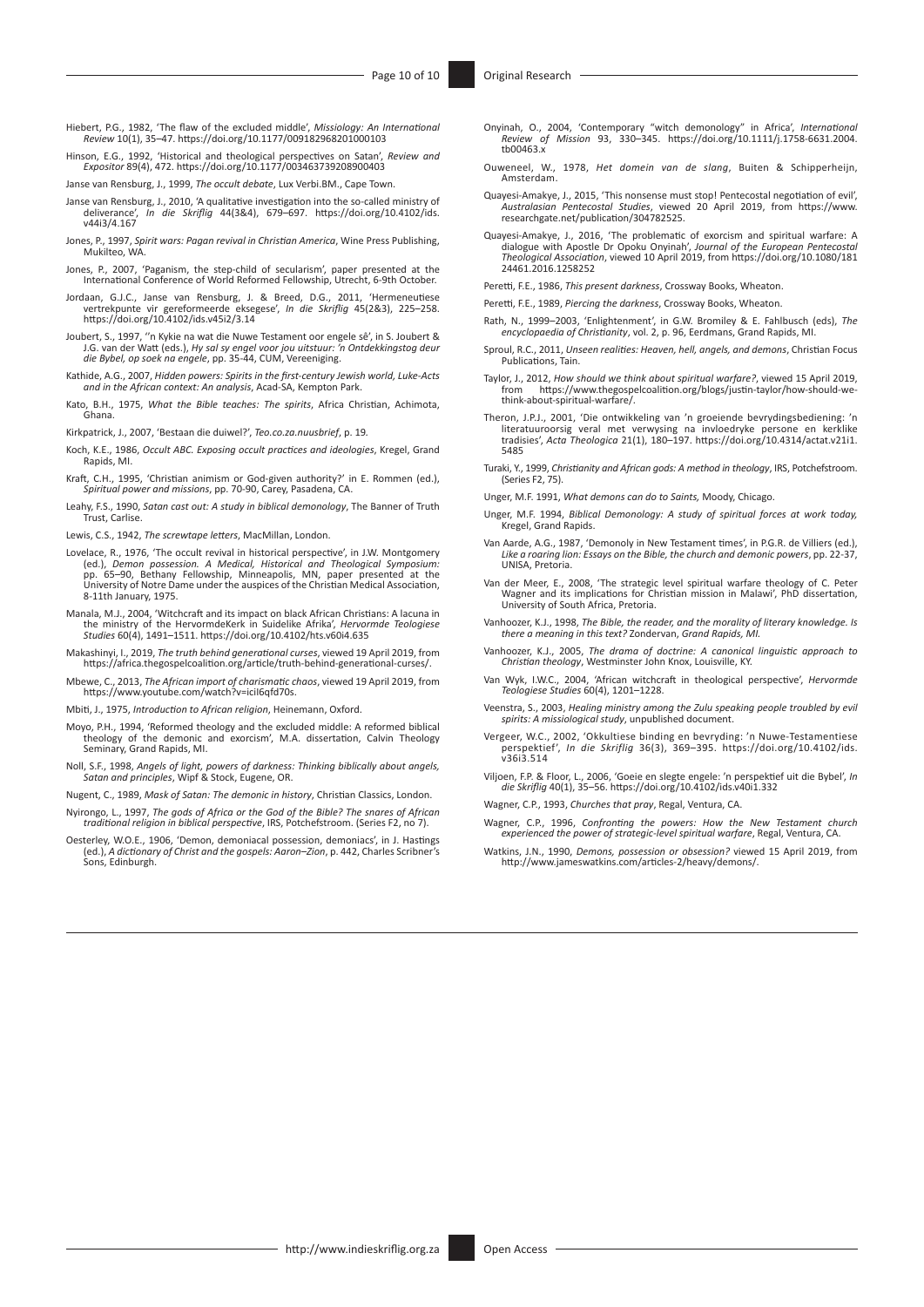Hiebert, P.G., 1982, 'The flaw of the excluded middle', *Missiology: An International Review* 10(1), 35–47. https://doi.org/10.1177/009182968201000103

Hinson, E.G., 1992, 'Historical and theological perspectives on Satan', *Review and Expositor* 89(4), 472. https://doi.org/10.1177/003463739208900403

Janse van Rensburg, J., 1999, *The occult debate*, Lux Verbi.BM., Cape Town.

Janse van Rensburg, J., 2010, 'A qualitative investigation into the so-called ministry of deliverance', *In die Skriflig* 44(3&4), 679–697. https://doi.org/10.4102/ids.v44i3/4.167

Jones, P., 1997, *Spirit wars: Pagan revival in Christian America*, Wine Press Publishing, Mukilteo, WA.

Jones, P., 2007, 'Paganism, the step-child of secularism', paper presented at the International Conference of World Reformed Fellowship, Utrecht, 6-9th October.

Jordaan, G.J.C., Janse van Rensburg, J. & Breed, D.G., 2011, 'Hermeneutiese vertrekpunte vir gereformeerde eksegese', *In die Skriflig* 45(2&3), 225–258. https://doi.org/10.4102/ids.v45i2/3.14

Joubert, S., 1997, ''n Kykie na wat die Nuwe Testament oor engele sê', in S. Joubert & J.G. van der Watt (eds.), *Hy sal sy engel voor jou uitstuur: 'n Ontdekkingstog deur die Bybel, op soek na engele*, pp. 35-44, CUM, Vereeniging.

Kathide, A.G., 2007, *Hidden powers: Spirits in the first-century Jewish world, Luke-Acts and in the African context: An analysis*, Acad-SA, Kempton Park.

Kato, B.H., 1975, *What the Bible teaches: The spirits*, Africa Christian, Achimota, Ghana.

Kirkpatrick, J., 2007, 'Bestaan die duiwel?', *Teo.co.za.nuusbrief*, p. 19.

Koch, K.E., 1986, *Occult ABC. Exposing occult practices and ideologies*, Kregel, Grand Rapids, MI.

Kraft, C.H., 1995, 'Christian animism or God-given authority?' in E. Rommen (ed.), *Spiritual power and missions*, pp. 70-90, Carey, Pasadena, CA.

Leahy, F.S., 1990, *Satan cast out: A study in biblical demonology*, The Banner of Truth Trust, Carlise.

Lewis, C.S., 1942, *The screwtape letters*, MacMillan, London.

Lovelace, R., 1976, 'The occult revival in historical perspective', in J.W. Montgomery (ed.), *Demon possession. A Medical, Historical and Theological Symposium:* pp. 65–90, Bethany Fellowship, Minneapolis, MN, paper presented at the University of Notre Dame under the auspices of the Christian Medical Association, 8-11th January, 1975.

Manala, M.J., 2004, 'Witchcraft and its impact on black African Christians: A lacuna in the ministry of the HervormdeKerk in Suidelike Afrika', *Hervormde Teologiese Studies* 60(4), 1491–1511. https://doi.org/10.4102/hts.v60i4.635

Makashinyi, I., 2019, *The truth behind generational curses*, viewed 19 April 2019, from https://africa.thegospelcoalition.org/article/truth-behind-generational-curses/.

Mbewe, C., 2013, *The African import of charismatic chaos*, viewed 19 April 2019, from https://www.youtube.com/watch?v=icil6qfd70s.

Mbiti, J., 1975, *Introduction to African religion*, Heinemann, Oxford.

Moyo, P.H., 1994, 'Reformed theology and the excluded middle: A reformed biblical theology of the demonic and exorcism', M.A. dissertation, Calvin Theology Seminary, Grand Rapids, MI.

Noll, S.F., 1998, *Angels of light, powers of darkness: Thinking biblically about angels, Satan and principles*, Wipf & Stock, Eugene, OR.

Nugent, C., 1989, *Mask of Satan: The demonic in history*, Christian Classics, London.

Nyirongo, L., 1997, *The gods of Africa or the God of the Bible? The snares of African traditional religion in biblical perspective*, IRS, Potchefstroom. (Series F2, no 7).

Oesterley, W.O.E., 1906, 'Demon, demoniacal possession, demoniacs', in J. Hastings (ed.), *A dictionary of Christ and the gospels: Aaron–Zion*, p. 442, Charles Scribner's Sons, Edinburgh.

Onyinah, O., 2004, 'Contemporary "witch demonology" in Africa', *International Review of Mission* 93, 330–345. https://doi.org/10.1111/j.1758-6631.2004.tb00463.x

Ouweneel, W., 1978, *Het domein van de slang*, Buiten & Schipperheijn, Amsterdam.

Quayesi-Amakye, J., 2015, 'This nonsense must stop! Pentecostal negotiation of evil', *Australasian Pentecostal Studies*, viewed 20 April 2019, from https://www.researchgate.net/publication/304782525.

Quayesi-Amakye, J., 2016, 'The problematic of exorcism and spiritual warfare: A dialogue with Apostle Dr Opoku Onyinah', *Journal of the European Pentecostal Theological Association*, viewed 10 April 2019, from https://doi.org/10.1080/18124461.2016.1258252

Peretti, F.E., 1986, *This present darkness*, Crossway Books, Wheaton.

Peretti, F.E., 1989, *Piercing the darkness*, Crossway Books, Wheaton.

Rath, N., 1999–2003, 'Enlightenment', in G.W. Bromiley & E. Fahlbusch (eds), *The encyclopaedia of Christianity*, vol. 2, p. 96, Eerdmans, Grand Rapids, MI.

Sproul, R.C., 2011, *Unseen realities: Heaven, hell, angels, and demons*, Christian Focus Publications, Tain.

Taylor, J., 2012, *How should we think about spiritual warfare?*, viewed 15 April 2019, from https://www.thegospelcoalition.org/blogs/justin-taylor/how-should-we-think-about-spiritual-warfare/.

Theron, J.P.J., 2001, 'Die ontwikkeling van 'n groeiende bevrydingsbediening: 'n literatuuroorsig veral met verwysing na invloedryke persone en kerklike tradisies', *Acta Theologica* 21(1), 180–197. https://doi.org/10.4314/actat.v21i1.5485

Turaki, Y., 1999, *Christianity and African gods: A method in theology*, IRS, Potchefstroom. (Series F2, 75).

Unger, M.F. 1991, *What demons can do to Saints,* Moody, Chicago.

Unger, M.F. 1994, *Biblical Demonology: A study of spiritual forces at work today,* Kregel, Grand Rapids.

Van Aarde, A.G., 1987, 'Demonoly in New Testament times', in P.G.R. de Villiers (ed.), *Like a roaring lion: Essays on the Bible, the church and demonic powers*, pp. 22-37, UNISA, Pretoria.

Van der Meer, E., 2008, 'The strategic level spiritual warfare theology of C. Peter Wagner and its implications for Christian mission in Malawi', PhD dissertation, University of South Africa, Pretoria.

Vanhoozer, K.J., 1998, *The Bible, the reader, and the morality of literary knowledge. Is there a meaning in this text?* Zondervan, *Grand Rapids, MI.*

Vanhoozer, K.J., 2005, *The drama of doctrine: A canonical linguistic approach to Christian theology*, Westminster John Knox, Louisville, KY.

Van Wyk, I.W.C., 2004, 'African witchcraft in theological perspective', *Hervormde Teologiese Studies* 60(4), 1201–1228.

Veenstra, S., 2003, *Healing ministry among the Zulu speaking people troubled by evil spirits: A missiological study*, unpublished document.

Vergeer, W.C., 2002, 'Okkultiese binding en bevryding: 'n Nuwe-Testamentiese perspektief', *In die Skriflig* 36(3), 369–395. https://doi.org/10.4102/ids.v36i3.514

Viljoen, F.P. & Floor, L., 2006, 'Goeie en slegte engele: 'n perspektief uit die Bybel', *In die Skriflig* 40(1), 35–56. https://doi.org/10.4102/ids.v40i1.332

Wagner, C.P., 1993, *Churches that pray*, Regal, Ventura, CA.

Wagner, C.P., 1996, *Confronting the powers: How the New Testament church experienced the power of strategic-level spiritual warfare*, Regal, Ventura, CA.

Watkins, J.N., 1990, *Demons, possession or obsession?* viewed 15 April 2019, from http://www.jameswatkins.com/articles-2/heavy/demons/.